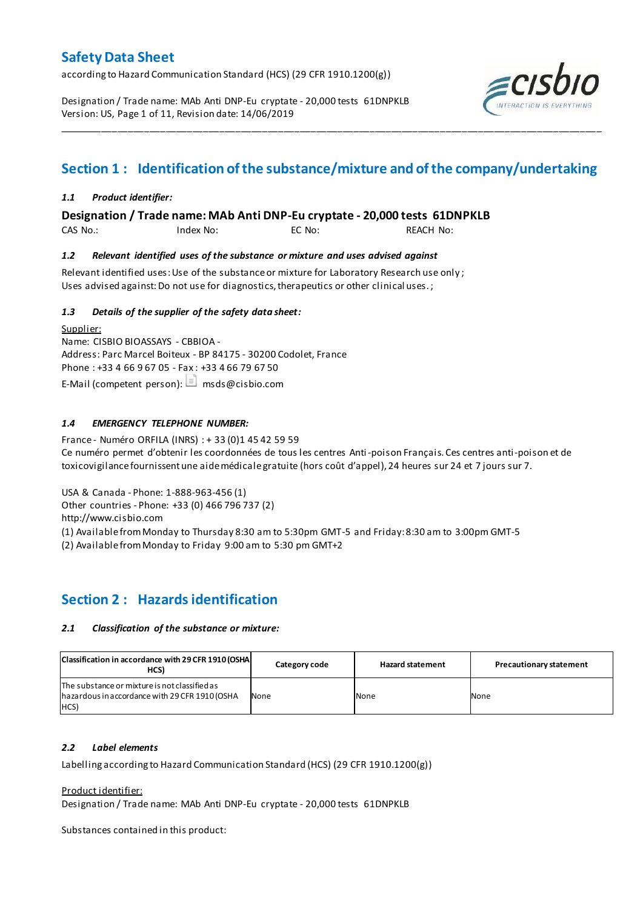# Safety Data Sheet

according to Hazard Communication Standard (HCS) (29 CFR 1910.1200(g))

Designation / Trade name: MAb Anti DNP-Eu cryptate - 20,000 tests 61DNPKLB
Version: US, Page 1 of 11, Revision date: 14/06/2019

## Section 1 : Identification of the substance/mixture and of the company/undertaking

### *1.1 Product identifier:*

**Designation / Trade name: MAb Anti DNP-Eu cryptate - 20,000 tests 61DNPKLB**

CAS No.: Index No: EC No: REACH No:

### *1.2 Relevant identified uses of the substance or mixture and uses advised against*

Relevant identified uses: Use of the substance or mixture for Laboratory Research use only ;
Uses advised against: Do not use for diagnostics, therapeutics or other clinical uses. ;

### *1.3 Details of the supplier of the safety data sheet:*

Supplier:
Name: CISBIO BIOASSAYS - CBBIOA -
Address: Parc Marcel Boiteux - BP 84175 - 30200 Codolet, France
Phone : +33 4 66 9 67 05 - Fax : +33 4 66 79 67 50
E-Mail (competent person): msds@cisbio.com

### *1.4 EMERGENCY TELEPHONE NUMBER:*

France - Numéro ORFILA (INRS) : + 33 (0)1 45 42 59 59
Ce numéro permet d'obtenir les coordonnées de tous les centres Anti-poison Français. Ces centres anti-poison et de toxicovigilance fournissent une aide médicale gratuite (hors coût d'appel), 24 heures sur 24 et 7 jours sur 7.

USA & Canada - Phone: 1-888-963-456 (1)
Other countries - Phone: +33 (0) 466 796 737 (2)
http://www.cisbio.com
(1) Available from Monday to Thursday 8:30 am to 5:30pm GMT-5 and Friday: 8:30 am to 3:00pm GMT-5
(2) Available from Monday to Friday 9:00 am to 5:30 pm GMT+2

## Section 2 : Hazards identification

### *2.1 Classification of the substance or mixture:*

| Classification in accordance with 29 CFR 1910 (OSHA HCS) | Category code | Hazard statement | Precautionary statement |
|---|---|---|---|
| The substance or mixture is not classified as hazardous in accordance with 29 CFR 1910 (OSHA HCS) | None | None | None |

### *2.2 Label elements*

Labelling according to Hazard Communication Standard (HCS) (29 CFR 1910.1200(g))

Product identifier:
Designation / Trade name: MAb Anti DNP-Eu cryptate - 20,000 tests 61DNPKLB

Substances contained in this product: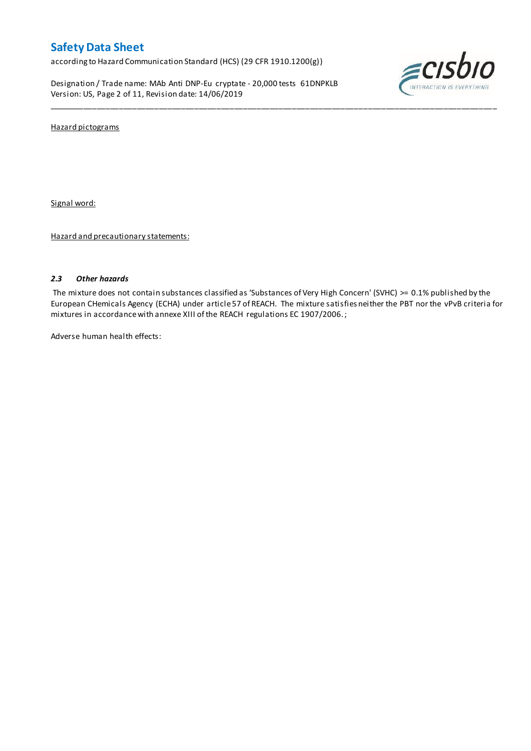Hazard pictograms

Signal word:

Hazard and precautionary statements:

### *2.3 Other hazards*

The mixture does not contain substances classified as 'Substances of Very High Concern' (SVHC) >= 0.1% published by the European CHemicals Agency (ECHA) under article 57 of REACH. The mixture satisfies neither the PBT nor the vPvB criteria for mixtures in accordance with annexe XIII of the REACH regulations EC 1907/2006. ;

Adverse human health effects: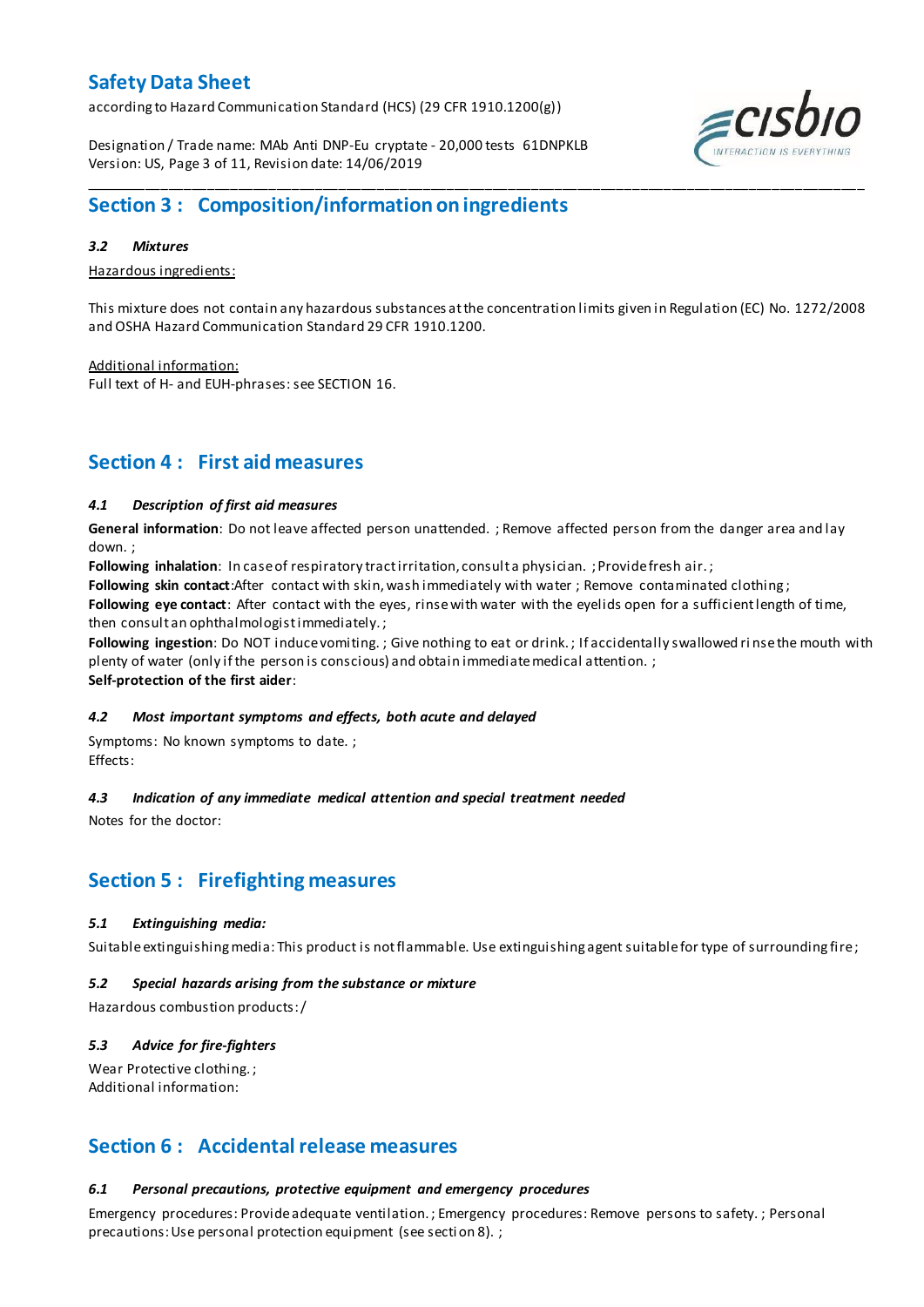## Section 3 : Composition/information on ingredients

### *3.2 Mixtures*

Hazardous ingredients:

This mixture does not contain any hazardous substances at the concentration limits given in Regulation (EC) No. 1272/2008 and OSHA Hazard Communication Standard 29 CFR 1910.1200.

Additional information:
Full text of H- and EUH-phrases: see SECTION 16.

## Section 4 : First aid measures

### *4.1 Description of first aid measures*

**General information**: Do not leave affected person unattended. ; Remove affected person from the danger area and lay down. ;
**Following inhalation**: In case of respiratory tract irritation, consult a physician. ; Provide fresh air. ;
**Following skin contact**:After contact with skin, wash immediately with water ; Remove contaminated clothing ;
**Following eye contact**: After contact with the eyes, rinse with water with the eyelids open for a sufficient length of time, then consult an ophthalmologist immediately. ;
**Following ingestion**: Do NOT induce vomiting. ; Give nothing to eat or drink. ; If accidentally swallowed rinse the mouth with plenty of water (only if the person is conscious) and obtain immediate medical attention. ;
**Self-protection of the first aider**:

### *4.2 Most important symptoms and effects, both acute and delayed*

Symptoms: No known symptoms to date. ;
Effects:

### *4.3 Indication of any immediate medical attention and special treatment needed*

Notes for the doctor:

## Section 5 : Firefighting measures

### *5.1 Extinguishing media:*

Suitable extinguishing media: This product is not flammable. Use extinguishing agent suitable for type of surrounding fire ;

### *5.2 Special hazards arising from the substance or mixture*

Hazardous combustion products: /

### *5.3 Advice for fire-fighters*

Wear Protective clothing. ;
Additional information:

## Section 6 : Accidental release measures

### *6.1 Personal precautions, protective equipment and emergency procedures*

Emergency procedures: Provide adequate ventilation. ; Emergency procedures: Remove persons to safety. ; Personal precautions: Use personal protection equipment (see section 8). ;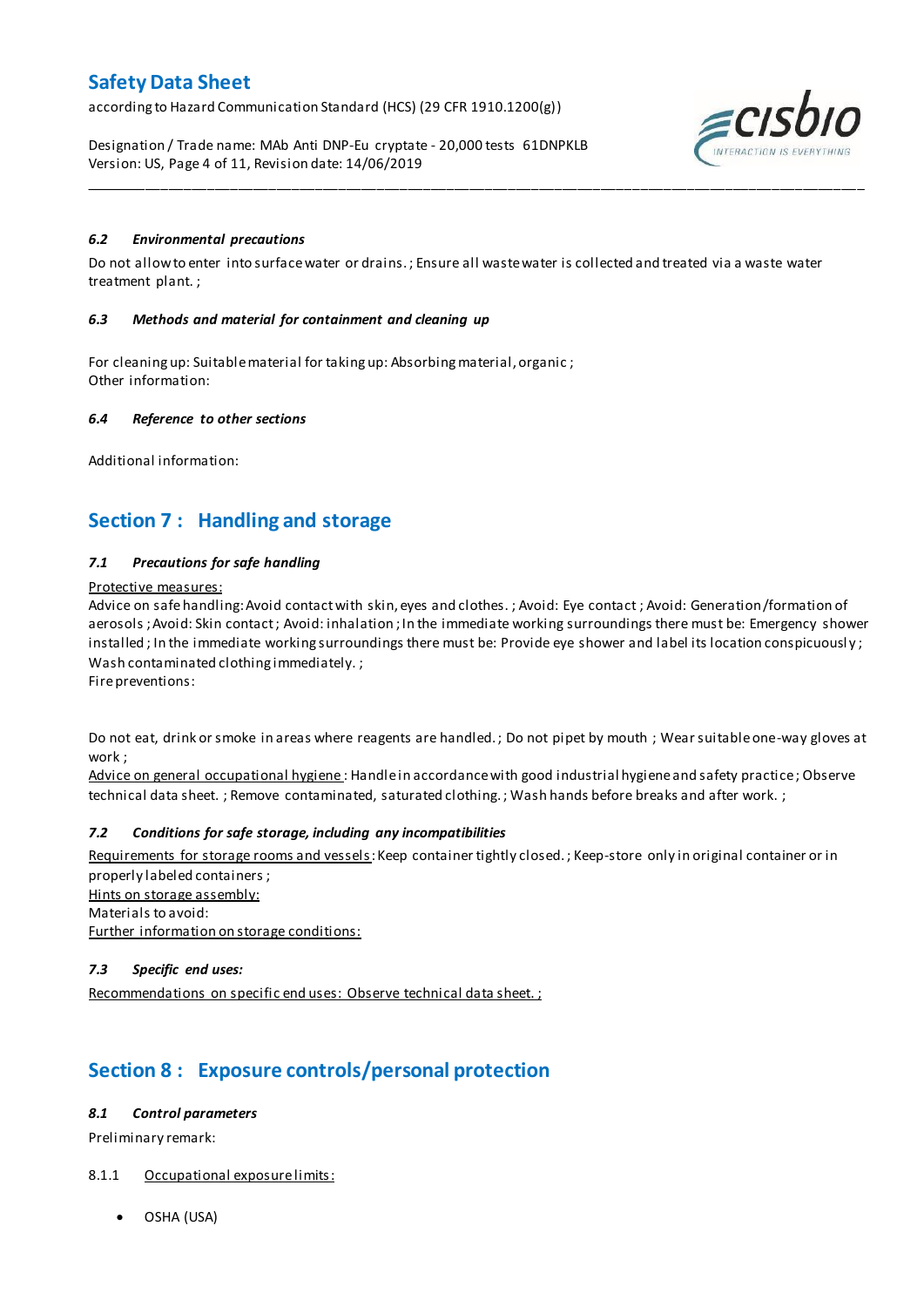#### *6.2 Environmental precautions*

Do not allow to enter into surface water or drains. ; Ensure all waste water is collected and treated via a waste water treatment plant. ;

#### *6.3 Methods and material for containment and cleaning up*

For cleaning up: Suitable material for taking up: Absorbing material, organic ;
Other information:

#### *6.4 Reference to other sections*

Additional information:

## Section 7 : Handling and storage

#### *7.1 Precautions for safe handling*

Protective measures:
Advice on safe handling: Avoid contact with skin, eyes and clothes. ; Avoid: Eye contact ; Avoid: Generation/formation of aerosols ; Avoid: Skin contact ; Avoid: inhalation ; In the immediate working surroundings there must be: Emergency shower installed ; In the immediate working surroundings there must be: Provide eye shower and label its location conspicuously ; Wash contaminated clothing immediately. ;
Fire preventions:

Do not eat, drink or smoke in areas where reagents are handled. ; Do not pipet by mouth ; Wear suitable one-way gloves at work ;
Advice on general occupational hygiene : Handle in accordance with good industrial hygiene and safety practice ; Observe technical data sheet. ; Remove contaminated, saturated clothing. ; Wash hands before breaks and after work. ;

#### *7.2 Conditions for safe storage, including any incompatibilities*

Requirements for storage rooms and vessels : Keep container tightly closed. ; Keep-store only in original container or in properly labeled containers ;
Hints on storage assembly:
Materials to avoid:
Further information on storage conditions:

#### *7.3 Specific end uses:*

Recommendations on specific end uses: Observe technical data sheet. ;

## Section 8 : Exposure controls/personal protection

#### *8.1 Control parameters*

Preliminary remark:

8.1.1 Occupational exposure limits:

- OSHA (USA)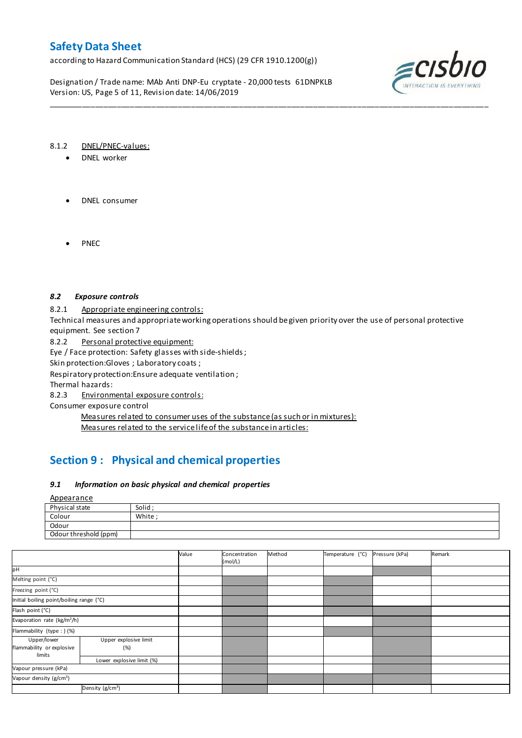8.1.2 DNEL/PNEC-values:

- DNEL worker

- DNEL consumer

- PNEC

### *8.2 Exposure controls*

8.2.1 Appropriate engineering controls:

Technical measures and appropriate working operations should be given priority over the use of personal protective equipment. See section 7

8.2.2 Personal protective equipment:

Eye / Face protection: Safety glasses with side-shields ;

Skin protection:Gloves ; Laboratory coats ;

Respiratory protection:Ensure adequate ventilation ;

Thermal hazards:

8.2.3 Environmental exposure controls:

Consumer exposure control

Measures related to consumer uses of the substance (as such or in mixtures):

Measures related to the service life of the substance in articles:

## Section 9 : Physical and chemical properties

### *9.1 Information on basic physical and chemical properties*

Appearance

| | |
|---|---|
| Physical state | Solid ; |
| Colour | White ; |
| Odour | |
| Odour threshold (ppm) | |

| | | Value | Concentration (mol/L) | Method | Temperature (°C) | Pressure (kPa) | Remark |
|---|---|---|---|---|---|---|---|
| pH | | | | | | | |
| Melting point (°C) | | | | | | | |
| Freezing point (°C) | | | | | | | |
| Initial boiling point/boiling range (°C) | | | | | | | |
| Flash point (°C) | | | | | | | |
| Evaporation rate (kg/m²/h) | | | | | | | |
| Flammability (type : ) (%) | | | | | | | |
| Upper/lower flammability or explosive limits | Upper explosive limit (%) | | | | | | |
| | Lower explosive limit (%) | | | | | | |
| Vapour pressure (kPa) | | | | | | | |
| Vapour density (g/cm³) | | | | | | | |
| | Density (g/cm³) | | | | | | |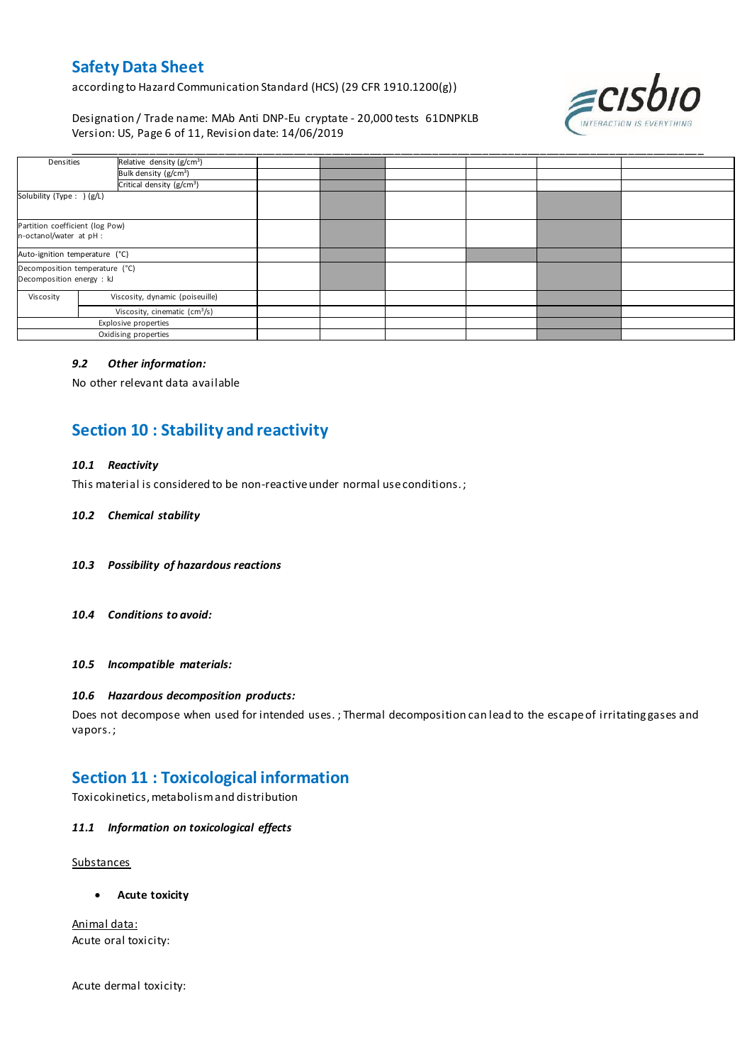| Densities | Relative density ($g/cm^3$) | | | | | |
|---|---|---|---|---|---|---|
| | Bulk density ($g/cm^3$) | | | | | |
| | Critical density ($g/cm^3$) | | | | | |
| Solubility (Type : ) (g/L) | | | | | | |
| Partition coefficient (log Pow) n-octanol/water at pH : | | | | | | |
| Auto-ignition temperature (°C) | | | | | | |
| Decomposition temperature (°C) Decomposition energy : kJ | | | | | | |
| Viscosity | Viscosity, dynamic (poiseuille) | | | | | |
| | Viscosity, cinematic ($cm^3/s$) | | | | | |
| Explosive properties | | | | | | |
| Oxidising properties | | | | | | |

#### *9.2 Other information:*

No other relevant data available

## Section 10 : Stability and reactivity

#### *10.1 Reactivity*

This material is considered to be non-reactive under normal use conditions. ;

#### *10.2 Chemical stability*

#### *10.3 Possibility of hazardous reactions*

#### *10.4 Conditions to avoid:*

#### *10.5 Incompatible materials:*

#### *10.6 Hazardous decomposition products:*

Does not decompose when used for intended uses. ; Thermal decomposition can lead to the escape of irritating gases and vapors. ;

## Section 11 : Toxicological information

Toxicokinetics, metabolism and distribution

#### *11.1 Information on toxicological effects*

Substances

- **Acute toxicity**

Animal data:
Acute oral toxicity:

Acute dermal toxicity: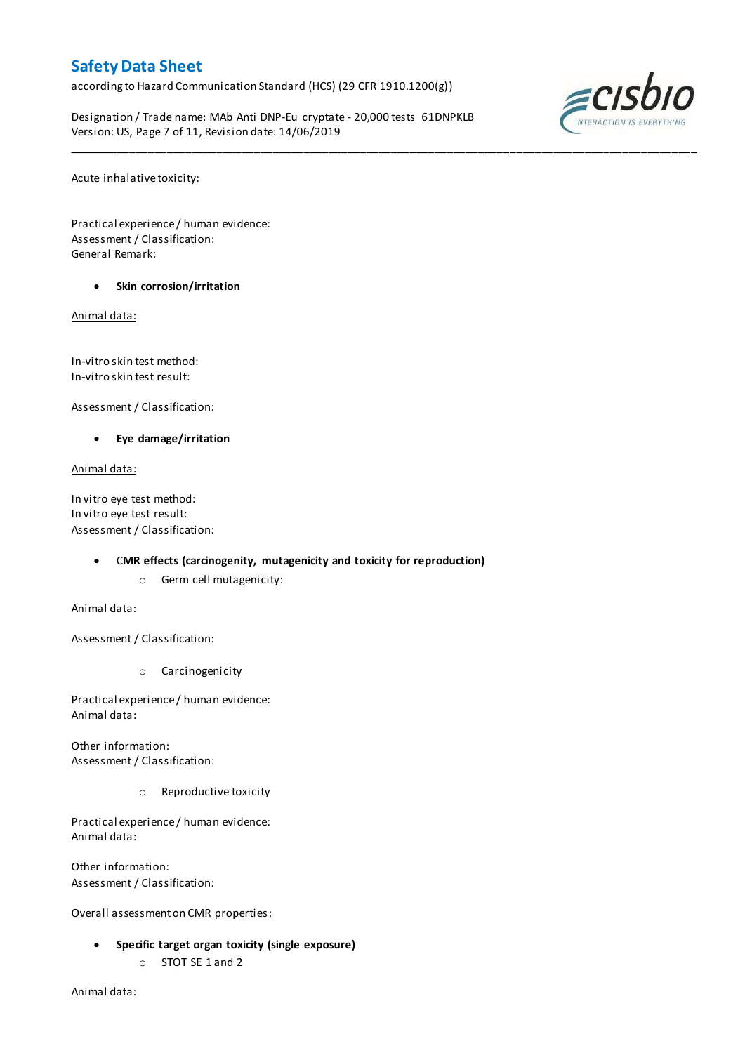Acute inhalative toxicity:

Practical experience / human evidence:
Assessment / Classification:
General Remark:

- **Skin corrosion/irritation**

Animal data:

In-vitro skin test method:
In-vitro skin test result:

Assessment / Classification:

- **Eye damage/irritation**

Animal data:

In vitro eye test method:
In vitro eye test result:
Assessment / Classification:

- **CMR effects (carcinogenity, mutagenicity and toxicity for reproduction)**
  - Germ cell mutagenicity:

Animal data:

Assessment / Classification:

  - Carcinogenicity

Practical experience / human evidence:
Animal data:

Other information:
Assessment / Classification:

  - Reproductive toxicity

Practical experience / human evidence:
Animal data:

Other information:
Assessment / Classification:

Overall assessment on CMR properties:

- **Specific target organ toxicity (single exposure)**
  - STOT SE 1 and 2

Animal data: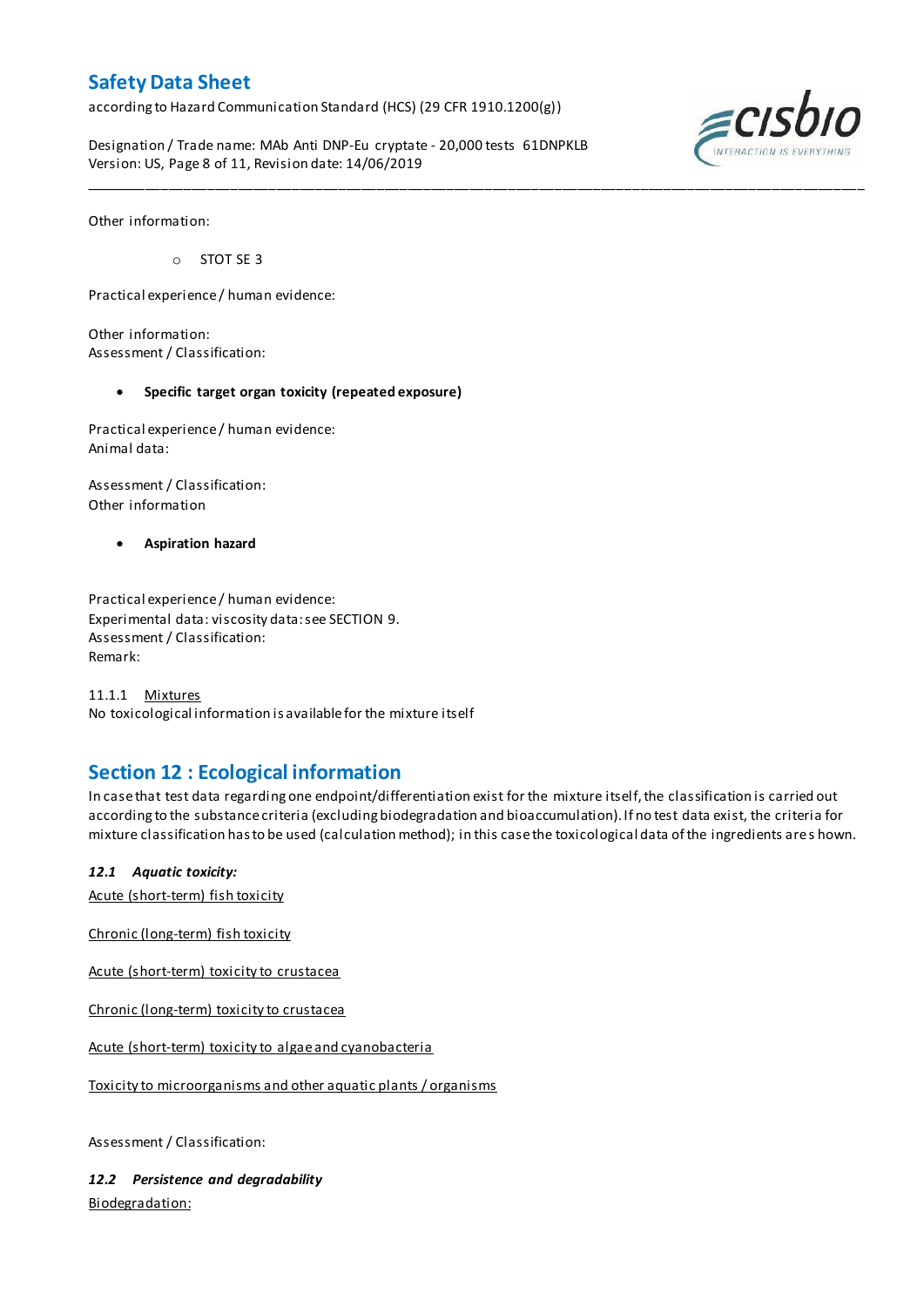Other information:

- STOT SE 3

Practical experience / human evidence:

Other information:
Assessment / Classification:

- **Specific target organ toxicity (repeated exposure)**

Practical experience / human evidence:
Animal data:

Assessment / Classification:
Other information

- **Aspiration hazard**

Practical experience / human evidence:
Experimental data: viscosity data: see SECTION 9.
Assessment / Classification:
Remark:

11.1.1 Mixtures
No toxicological information is available for the mixture itself

## Section 12 : Ecological information

In case that test data regarding one endpoint/differentiation exist for the mixture itself, the classification is carried out according to the substance criteria (excluding biodegradation and bioaccumulation). If no test data exist, the criteria for mixture classification has to be used (calculation method); in this case the toxicological data of the ingredients are shown.

### *12.1 Aquatic toxicity:*

Acute (short-term) fish toxicity

Chronic (long-term) fish toxicity

Acute (short-term) toxicity to crustacea

Chronic (long-term) toxicity to crustacea

Acute (short-term) toxicity to algae and cyanobacteria

Toxicity to microorganisms and other aquatic plants / organisms

Assessment / Classification:

### *12.2 Persistence and degradability*

Biodegradation: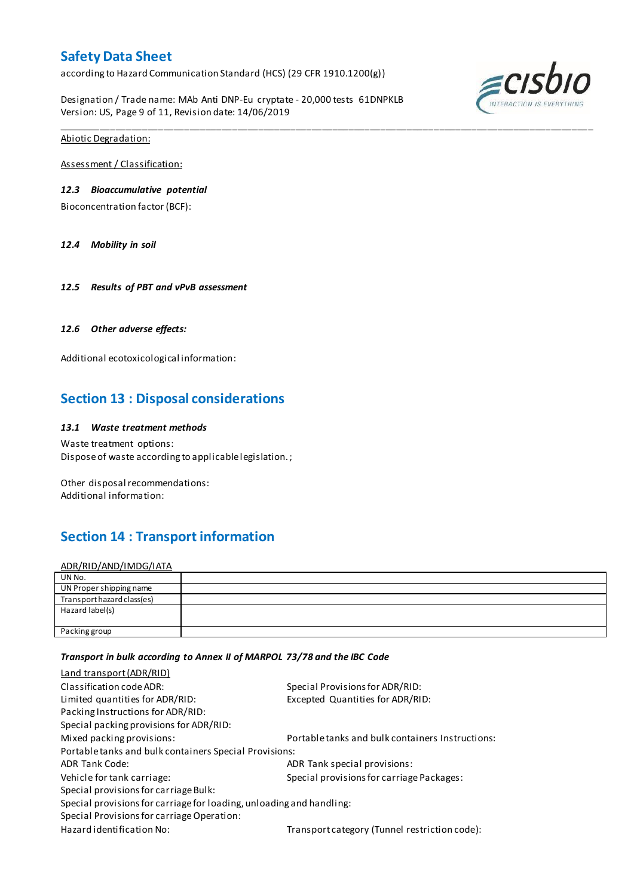Abiotic Degradation:

Assessment / Classification:

***12.3 Bioaccumulative potential***

Bioconcentration factor (BCF):

***12.4 Mobility in soil***

***12.5 Results of PBT and vPvB assessment***

***12.6 Other adverse effects:***

Additional ecotoxicological information:

## Section 13 : Disposal considerations

***13.1 Waste treatment methods***

Waste treatment options:
Dispose of waste according to applicable legislation. ;

Other disposal recommendations:
Additional information:

## Section 14 : Transport information

ADR/RID/AND/IMDG/IATA

| UN No. | |
|---|---|
| UN Proper shipping name | |
| Transport hazard class(es) | |
| Hazard label(s) | |
| Packing group | |

***Transport in bulk according to Annex II of MARPOL 73/78 and the IBC Code***

Land transport (ADR/RID)

Classification code ADR:
Special Provisions for ADR/RID:
Limited quantities for ADR/RID:
Excepted Quantities for ADR/RID:
Packing Instructions for ADR/RID:
Special packing provisions for ADR/RID:
Mixed packing provisions:
Portable tanks and bulk containers Instructions:
Portable tanks and bulk containers Special Provisions:
ADR Tank Code:
ADR Tank special provisions:
Vehicle for tank carriage:
Special provisions for carriage Packages:
Special provisions for carriage Bulk:
Special provisions for carriage for loading, unloading and handling:
Special Provisions for carriage Operation:
Hazard identification No:
Transport category (Tunnel restriction code):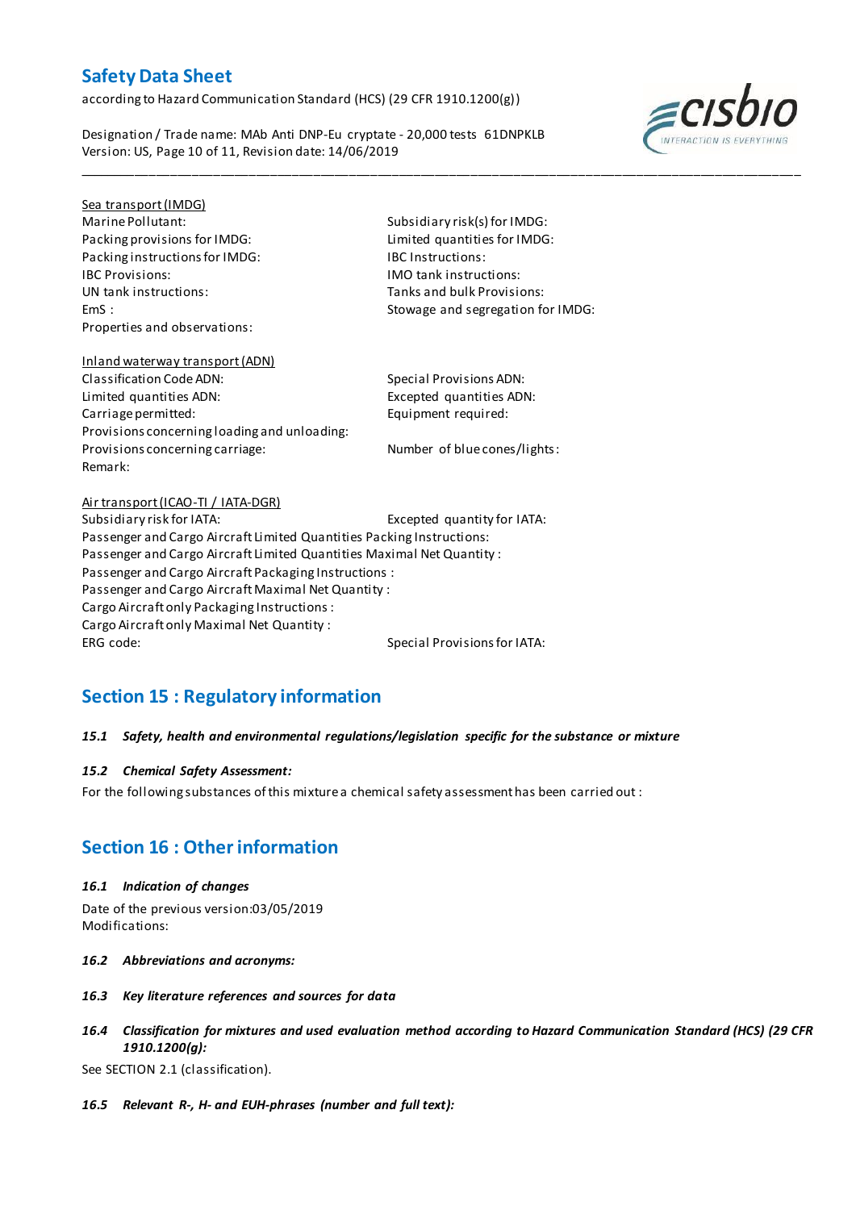Sea transport (IMDG)

Marine Pollutant:
Subsidiary risk(s) for IMDG:
Packing provisions for IMDG:
Limited quantities for IMDG:
Packing instructions for IMDG:
IBC Instructions:
IBC Provisions:
IMO tank instructions:
UN tank instructions:
Tanks and bulk Provisions:
EmS :
Stowage and segregation for IMDG:
Properties and observations:

Inland waterway transport (ADN)

Classification Code ADN:
Special Provisions ADN:
Limited quantities ADN:
Excepted quantities ADN:
Carriage permitted:
Equipment required:
Provisions concerning loading and unloading:
Provisions concerning carriage:
Number of blue cones/lights:
Remark:

Air transport (ICAO-TI / IATA-DGR)

Subsidiary risk for IATA:
Excepted quantity for IATA:
Passenger and Cargo Aircraft Limited Quantities Packing Instructions:
Passenger and Cargo Aircraft Limited Quantities Maximal Net Quantity :
Passenger and Cargo Aircraft Packaging Instructions :
Passenger and Cargo Aircraft Maximal Net Quantity :
Cargo Aircraft only Packaging Instructions :
Cargo Aircraft only Maximal Net Quantity :
ERG code:
Special Provisions for IATA:

## Section 15 : Regulatory information

### *15.1 Safety, health and environmental regulations/legislation specific for the substance or mixture*

### *15.2 Chemical Safety Assessment:*

For the following substances of this mixture a chemical safety assessment has been carried out :

## Section 16 : Other information

### *16.1 Indication of changes*

Date of the previous version:03/05/2019
Modifications:

### *16.2 Abbreviations and acronyms:*

### *16.3 Key literature references and sources for data*

### *16.4 Classification for mixtures and used evaluation method according to Hazard Communication Standard (HCS) (29 CFR 1910.1200(g):*

See SECTION 2.1 (classification).

### *16.5 Relevant R-, H- and EUH-phrases (number and full text):*